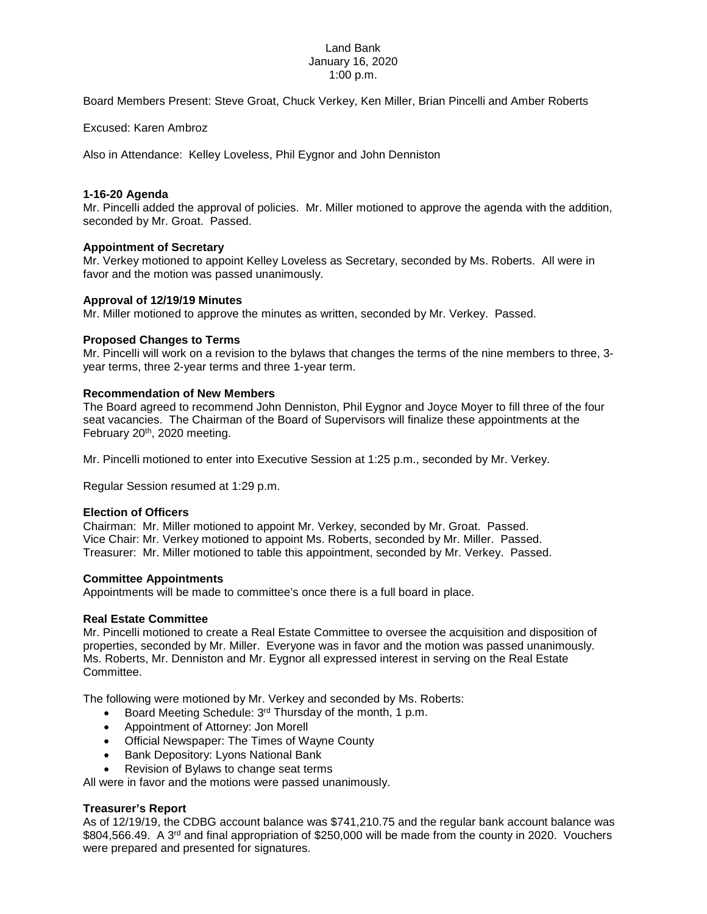Land Bank
January 16, 2020
1:00 p.m.

Board Members Present: Steve Groat, Chuck Verkey, Ken Miller, Brian Pincelli and Amber Roberts

Excused: Karen Ambroz

Also in Attendance: Kelley Loveless, Phil Eygnor and John Denniston

**1-16-20 Agenda**

Mr. Pincelli added the approval of policies. Mr. Miller motioned to approve the agenda with the addition, seconded by Mr. Groat. Passed.

**Appointment of Secretary**

Mr. Verkey motioned to appoint Kelley Loveless as Secretary, seconded by Ms. Roberts. All were in favor and the motion was passed unanimously.

**Approval of 12/19/19 Minutes**

Mr. Miller motioned to approve the minutes as written, seconded by Mr. Verkey. Passed.

**Proposed Changes to Terms**

Mr. Pincelli will work on a revision to the bylaws that changes the terms of the nine members to three, 3-year terms, three 2-year terms and three 1-year term.

**Recommendation of New Members**

The Board agreed to recommend John Denniston, Phil Eygnor and Joyce Moyer to fill three of the four seat vacancies. The Chairman of the Board of Supervisors will finalize these appointments at the February 20th, 2020 meeting.

Mr. Pincelli motioned to enter into Executive Session at 1:25 p.m., seconded by Mr. Verkey.

Regular Session resumed at 1:29 p.m.

**Election of Officers**

Chairman: Mr. Miller motioned to appoint Mr. Verkey, seconded by Mr. Groat. Passed.
Vice Chair: Mr. Verkey motioned to appoint Ms. Roberts, seconded by Mr. Miller. Passed.
Treasurer: Mr. Miller motioned to table this appointment, seconded by Mr. Verkey. Passed.

**Committee Appointments**

Appointments will be made to committee's once there is a full board in place.

**Real Estate Committee**

Mr. Pincelli motioned to create a Real Estate Committee to oversee the acquisition and disposition of properties, seconded by Mr. Miller. Everyone was in favor and the motion was passed unanimously. Ms. Roberts, Mr. Denniston and Mr. Eygnor all expressed interest in serving on the Real Estate Committee.

The following were motioned by Mr. Verkey and seconded by Ms. Roberts:

- Board Meeting Schedule: 3rd Thursday of the month, 1 p.m.
- Appointment of Attorney: Jon Morell
- Official Newspaper: The Times of Wayne County
- Bank Depository: Lyons National Bank
- Revision of Bylaws to change seat terms

All were in favor and the motions were passed unanimously.

**Treasurer's Report**

As of 12/19/19, the CDBG account balance was $741,210.75 and the regular bank account balance was $804,566.49. A 3rd and final appropriation of $250,000 will be made from the county in 2020. Vouchers were prepared and presented for signatures.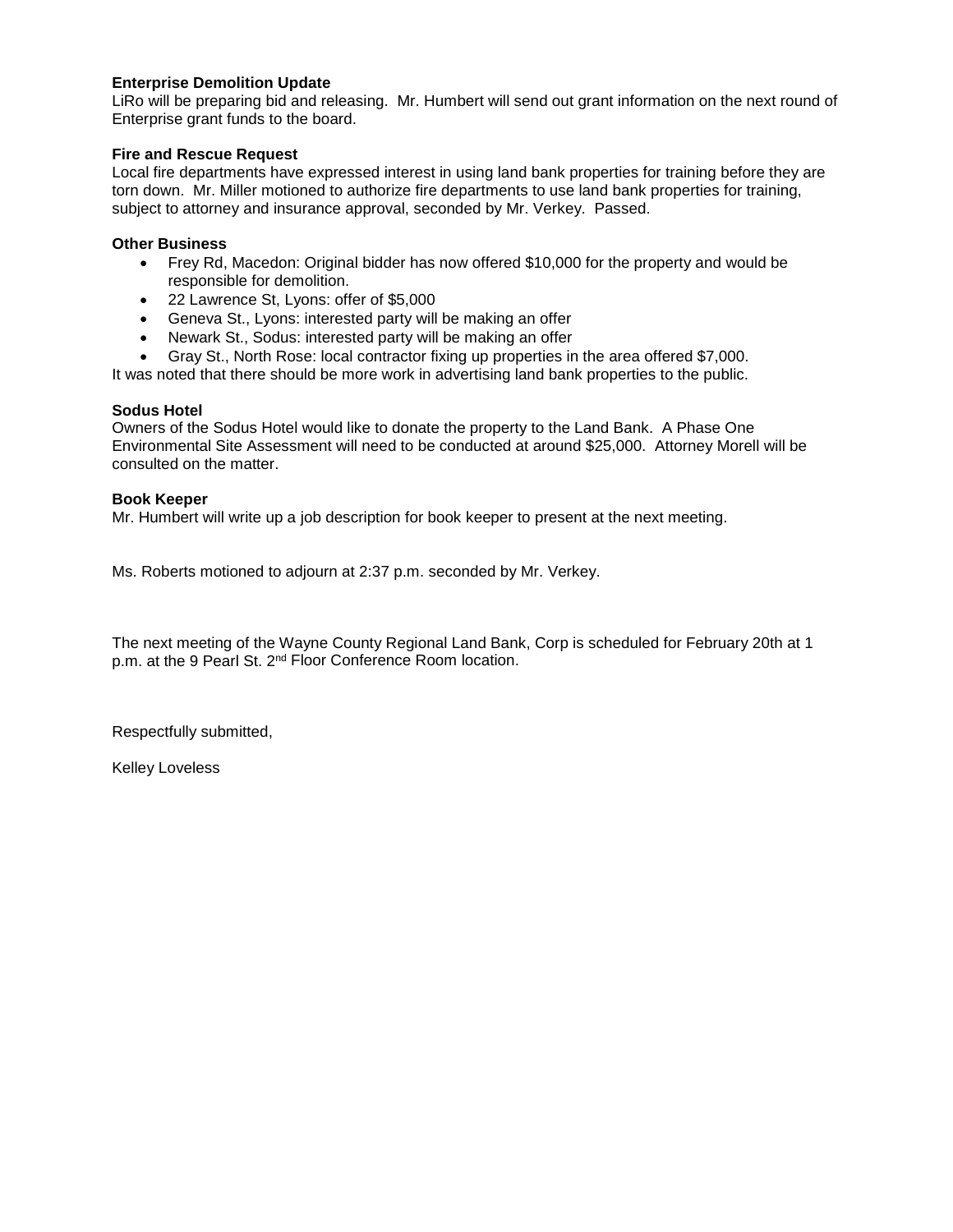**Enterprise Demolition Update**
LiRo will be preparing bid and releasing. Mr. Humbert will send out grant information on the next round of Enterprise grant funds to the board.

**Fire and Rescue Request**
Local fire departments have expressed interest in using land bank properties for training before they are torn down. Mr. Miller motioned to authorize fire departments to use land bank properties for training, subject to attorney and insurance approval, seconded by Mr. Verkey. Passed.

**Other Business**

- Frey Rd, Macedon: Original bidder has now offered $10,000 for the property and would be responsible for demolition.
- 22 Lawrence St, Lyons: offer of $5,000
- Geneva St., Lyons: interested party will be making an offer
- Newark St., Sodus: interested party will be making an offer
- Gray St., North Rose: local contractor fixing up properties in the area offered $7,000.

It was noted that there should be more work in advertising land bank properties to the public.

**Sodus Hotel**
Owners of the Sodus Hotel would like to donate the property to the Land Bank. A Phase One Environmental Site Assessment will need to be conducted at around $25,000. Attorney Morell will be consulted on the matter.

**Book Keeper**
Mr. Humbert will write up a job description for book keeper to present at the next meeting.

Ms. Roberts motioned to adjourn at 2:37 p.m. seconded by Mr. Verkey.

The next meeting of the Wayne County Regional Land Bank, Corp is scheduled for February 20th at 1 p.m. at the 9 Pearl St. 2nd Floor Conference Room location.

Respectfully submitted,

Kelley Loveless